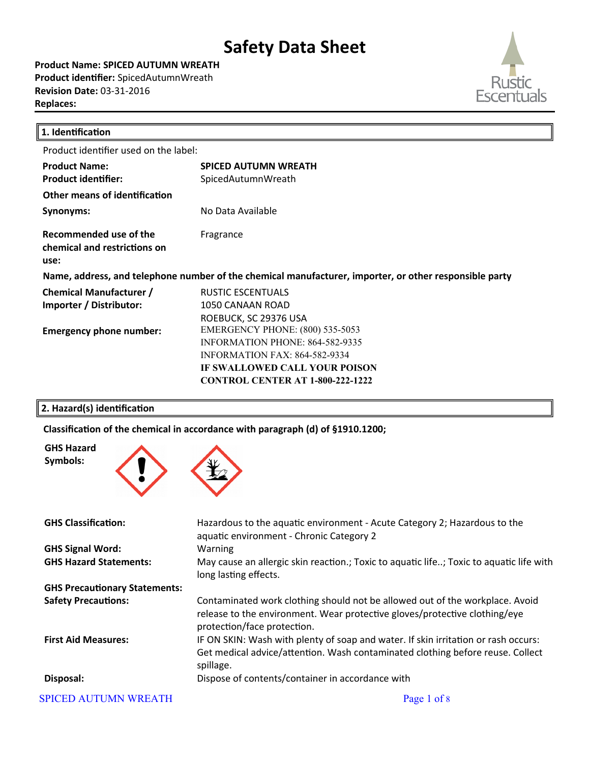# Safety Data Sheet

**Product Name: SPICED AUTUMN WREATH**
**Product identifier:** SpicedAutumnWreath
**Revision Date:** 03-31-2016
**Replaces:**

Rustic Escentuals

## 1. Identification

Product identifier used on the label:

| | |
|---|---|
| **Product Name:** | **SPICED AUTUMN WREATH** |
| **Product identifier:** | SpicedAutumnWreath |

**Other means of identification**

| | |
|---|---|
| **Synonyms:** | No Data Available |
| **Recommended use of the chemical and restrictions on use:** | Fragrance |

**Name, address, and telephone number of the chemical manufacturer, importer, or other responsible party**

| | |
|---|---|
| **Chemical Manufacturer / Importer / Distributor:** | RUSTIC ESCENTUALS<br>1050 CANAAN ROAD<br>ROEBUCK, SC 29376 USA |
| **Emergency phone number:** | EMERGENCY PHONE: (800) 535-5053<br>INFORMATION PHONE: 864-582-9335<br>INFORMATION FAX: 864-582-9334<br>**IF SWALLOWED CALL YOUR POISON CONTROL CENTER AT 1-800-222-1222** |

## 2. Hazard(s) identification

**Classification of the chemical in accordance with paragraph (d) of §1910.1200;**

**GHS Hazard Symbols:**

| | |
|---|---|
| **GHS Classification:** | Hazardous to the aquatic environment - Acute Category 2; Hazardous to the aquatic environment - Chronic Category 2 |
| **GHS Signal Word:** | Warning |
| **GHS Hazard Statements:** | May cause an allergic skin reaction.; Toxic to aquatic life..; Toxic to aquatic life with long lasting effects. |

**GHS Precautionary Statements:**

| | |
|---|---|
| **Safety Precautions:** | Contaminated work clothing should not be allowed out of the workplace. Avoid release to the environment. Wear protective gloves/protective clothing/eye protection/face protection. |
| **First Aid Measures:** | IF ON SKIN: Wash with plenty of soap and water. If skin irritation or rash occurs: Get medical advice/attention. Wash contaminated clothing before reuse. Collect spillage. |
| **Disposal:** | Dispose of contents/container in accordance with |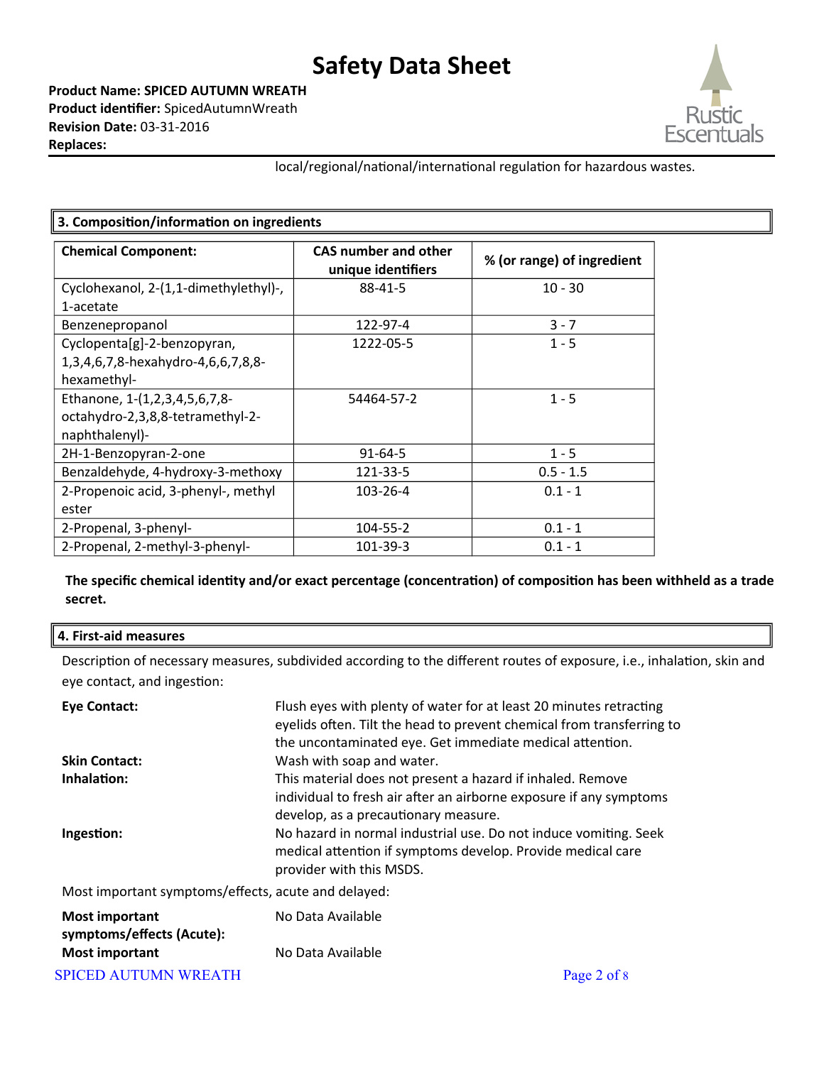local/regional/national/international regulation for hazardous wastes.

## 3. Composition/information on ingredients

| Chemical Component: | CAS number and other unique identifiers | % (or range) of ingredient |
|---|---|---|
| Cyclohexanol, 2-(1,1-dimethylethyl)-, 1-acetate | 88-41-5 | 10 - 30 |
| Benzenepropanol | 122-97-4 | 3 - 7 |
| Cyclopenta[g]-2-benzopyran, 1,3,4,6,7,8-hexahydro-4,6,6,7,8,8-hexamethyl- | 1222-05-5 | 1 - 5 |
| Ethanone, 1-(1,2,3,4,5,6,7,8-octahydro-2,3,8,8-tetramethyl-2-naphthalenyl)- | 54464-57-2 | 1 - 5 |
| 2H-1-Benzopyran-2-one | 91-64-5 | 1 - 5 |
| Benzaldehyde, 4-hydroxy-3-methoxy | 121-33-5 | 0.5 - 1.5 |
| 2-Propenoic acid, 3-phenyl-, methyl ester | 103-26-4 | 0.1 - 1 |
| 2-Propenal, 3-phenyl- | 104-55-2 | 0.1 - 1 |
| 2-Propenal, 2-methyl-3-phenyl- | 101-39-3 | 0.1 - 1 |

**The specific chemical identity and/or exact percentage (concentration) of composition has been withheld as a trade secret.**

## 4. First-aid measures

Description of necessary measures, subdivided according to the different routes of exposure, i.e., inhalation, skin and eye contact, and ingestion:

**Eye Contact:** Flush eyes with plenty of water for at least 20 minutes retracting eyelids often. Tilt the head to prevent chemical from transferring to the uncontaminated eye. Get immediate medical attention.

**Skin Contact:** Wash with soap and water.

**Inhalation:** This material does not present a hazard if inhaled. Remove individual to fresh air after an airborne exposure if any symptoms develop, as a precautionary measure.

**Ingestion:** No hazard in normal industrial use. Do not induce vomiting. Seek medical attention if symptoms develop. Provide medical care provider with this MSDS.

Most important symptoms/effects, acute and delayed:

**Most important symptoms/effects (Acute):** No Data Available

**Most important** No Data Available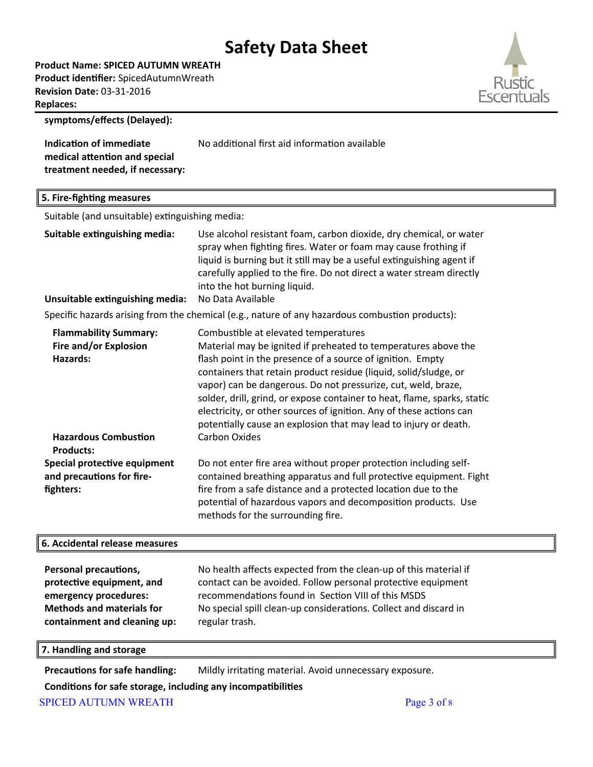symptoms/effects (Delayed):

**Indication of immediate medical attention and special treatment needed, if necessary:** No additional first aid information available

## 5. Fire-fighting measures

Suitable (and unsuitable) extinguishing media:

**Suitable extinguishing media:** Use alcohol resistant foam, carbon dioxide, dry chemical, or water spray when fighting fires. Water or foam may cause frothing if liquid is burning but it still may be a useful extinguishing agent if carefully applied to the fire. Do not direct a water stream directly into the hot burning liquid.

**Unsuitable extinguishing media:** No Data Available

Specific hazards arising from the chemical (e.g., nature of any hazardous combustion products):

**Flammability Summary:** Combustible at elevated temperatures

**Fire and/or Explosion Hazards:** Material may be ignited if preheated to temperatures above the flash point in the presence of a source of ignition. Empty containers that retain product residue (liquid, solid/sludge, or vapor) can be dangerous. Do not pressurize, cut, weld, braze, solder, drill, grind, or expose container to heat, flame, sparks, static electricity, or other sources of ignition. Any of these actions can potentially cause an explosion that may lead to injury or death.

**Hazardous Combustion Products:** Carbon Oxides

**Special protective equipment and precautions for fire-fighters:** Do not enter fire area without proper protection including self-contained breathing apparatus and full protective equipment. Fight fire from a safe distance and a protected location due to the potential of hazardous vapors and decomposition products. Use methods for the surrounding fire.

## 6. Accidental release measures

**Personal precautions, protective equipment, and emergency procedures:** No health affects expected from the clean-up of this material if contact can be avoided. Follow personal protective equipment recommendations found in Section VIII of this MSDS

**Methods and materials for containment and cleaning up:** No special spill clean-up considerations. Collect and discard in regular trash.

## 7. Handling and storage

**Precautions for safe handling:** Mildly irritating material. Avoid unnecessary exposure.

**Conditions for safe storage, including any incompatibilities**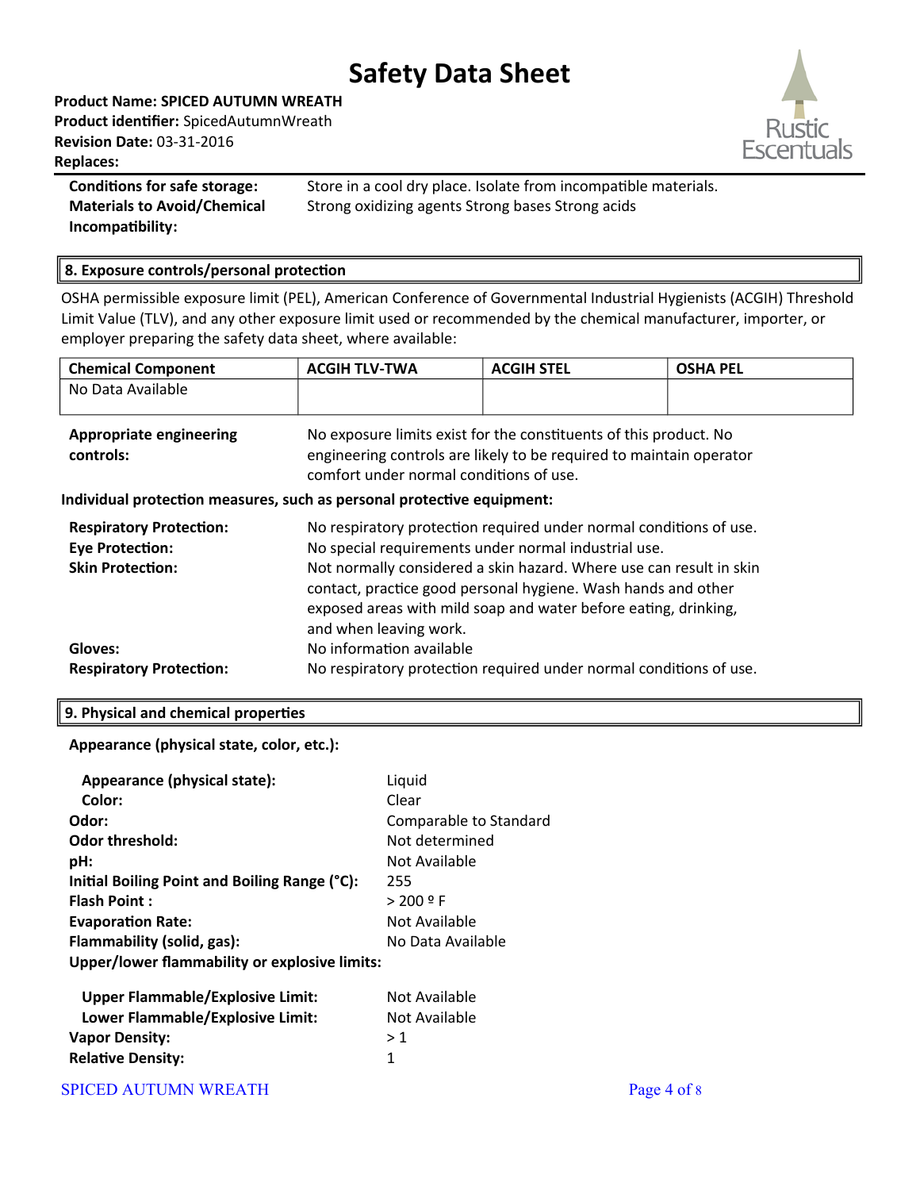# Safety Data Sheet

**Product Name: SPICED AUTUMN WREATH**
**Product identifier:** SpicedAutumnWreath
**Revision Date:** 03-31-2016
**Replaces:**

| | |
|---|---|
| **Conditions for safe storage:** | Store in a cool dry place. Isolate from incompatible materials. |
| **Materials to Avoid/Chemical Incompatibility:** | Strong oxidizing agents Strong bases Strong acids |

## 8. Exposure controls/personal protection

OSHA permissible exposure limit (PEL), American Conference of Governmental Industrial Hygienists (ACGIH) Threshold Limit Value (TLV), and any other exposure limit used or recommended by the chemical manufacturer, importer, or employer preparing the safety data sheet, where available:

| Chemical Component | ACGIH TLV-TWA | ACGIH STEL | OSHA PEL |
|---|---|---|---|
| No Data Available | | | |

| | |
|---|---|
| **Appropriate engineering controls:** | No exposure limits exist for the constituents of this product. No engineering controls are likely to be required to maintain operator comfort under normal conditions of use. |

**Individual protection measures, such as personal protective equipment:**

| | |
|---|---|
| **Respiratory Protection:** | No respiratory protection required under normal conditions of use. |
| **Eye Protection:** | No special requirements under normal industrial use. |
| **Skin Protection:** | Not normally considered a skin hazard. Where use can result in skin contact, practice good personal hygiene. Wash hands and other exposed areas with mild soap and water before eating, drinking, and when leaving work. |
| **Gloves:** | No information available |
| **Respiratory Protection:** | No respiratory protection required under normal conditions of use. |

## 9. Physical and chemical properties

**Appearance (physical state, color, etc.):**

| | |
|---|---|
| **Appearance (physical state):** | Liquid |
| **Color:** | Clear |
| **Odor:** | Comparable to Standard |
| **Odor threshold:** | Not determined |
| **pH:** | Not Available |
| **Initial Boiling Point and Boiling Range (°C):** | 255 |
| **Flash Point :** | > 200 º F |
| **Evaporation Rate:** | Not Available |
| **Flammability (solid, gas):** | No Data Available |

**Upper/lower flammability or explosive limits:**

| | |
|---|---|
| **Upper Flammable/Explosive Limit:** | Not Available |
| **Lower Flammable/Explosive Limit:** | Not Available |
| **Vapor Density:** | > 1 |
| **Relative Density:** | 1 |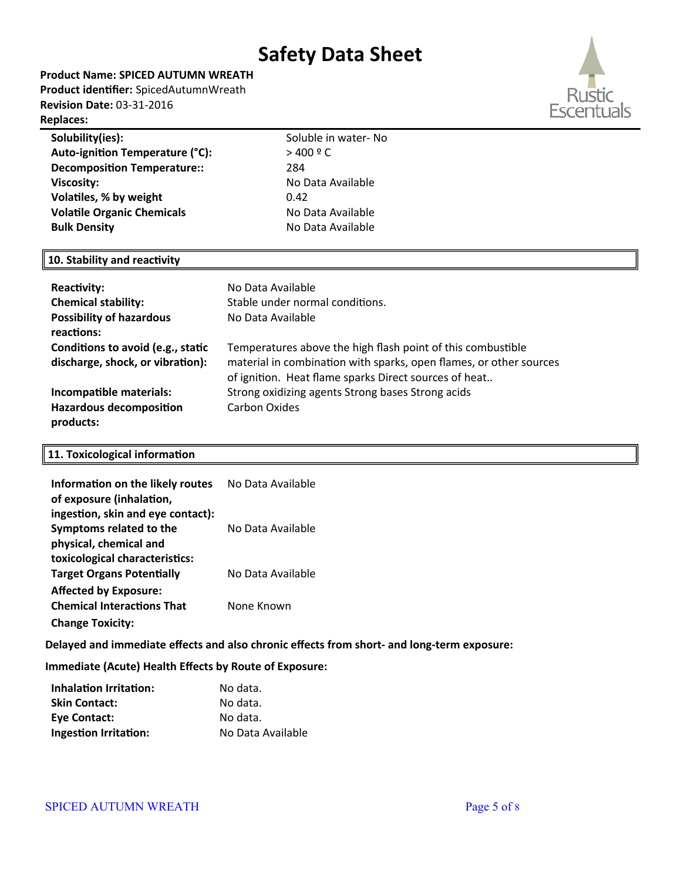# Safety Data Sheet

**Product Name: SPICED AUTUMN WREATH**
**Product identifier:** SpicedAutumnWreath
**Revision Date:** 03-31-2016
**Replaces:**

| | |
|---|---|
| **Solubility(ies):** | Soluble in water- No |
| **Auto-ignition Temperature (°C):** | > 400 º C |
| **Decomposition Temperature::** | 284 |
| **Viscosity:** | No Data Available |
| **Volatiles, % by weight** | 0.42 |
| **Volatile Organic Chemicals** | No Data Available |
| **Bulk Density** | No Data Available |

## 10. Stability and reactivity

| | |
|---|---|
| **Reactivity:** | No Data Available |
| **Chemical stability:** | Stable under normal conditions. |
| **Possibility of hazardous reactions:** | No Data Available |
| **Conditions to avoid (e.g., static discharge, shock, or vibration):** | Temperatures above the high flash point of this combustible material in combination with sparks, open flames, or other sources of ignition. Heat flame sparks Direct sources of heat.. |
| **Incompatible materials:** | Strong oxidizing agents Strong bases Strong acids |
| **Hazardous decomposition products:** | Carbon Oxides |

## 11. Toxicological information

| | |
|---|---|
| **Information on the likely routes of exposure (inhalation, ingestion, skin and eye contact):** | No Data Available |
| **Symptoms related to the physical, chemical and toxicological characteristics:** | No Data Available |
| **Target Organs Potentially Affected by Exposure:** | No Data Available |
| **Chemical Interactions That Change Toxicity:** | None Known |

**Delayed and immediate effects and also chronic effects from short- and long-term exposure:**

**Immediate (Acute) Health Effects by Route of Exposure:**

| | |
|---|---|
| **Inhalation Irritation:** | No data. |
| **Skin Contact:** | No data. |
| **Eye Contact:** | No data. |
| **Ingestion Irritation:** | No Data Available |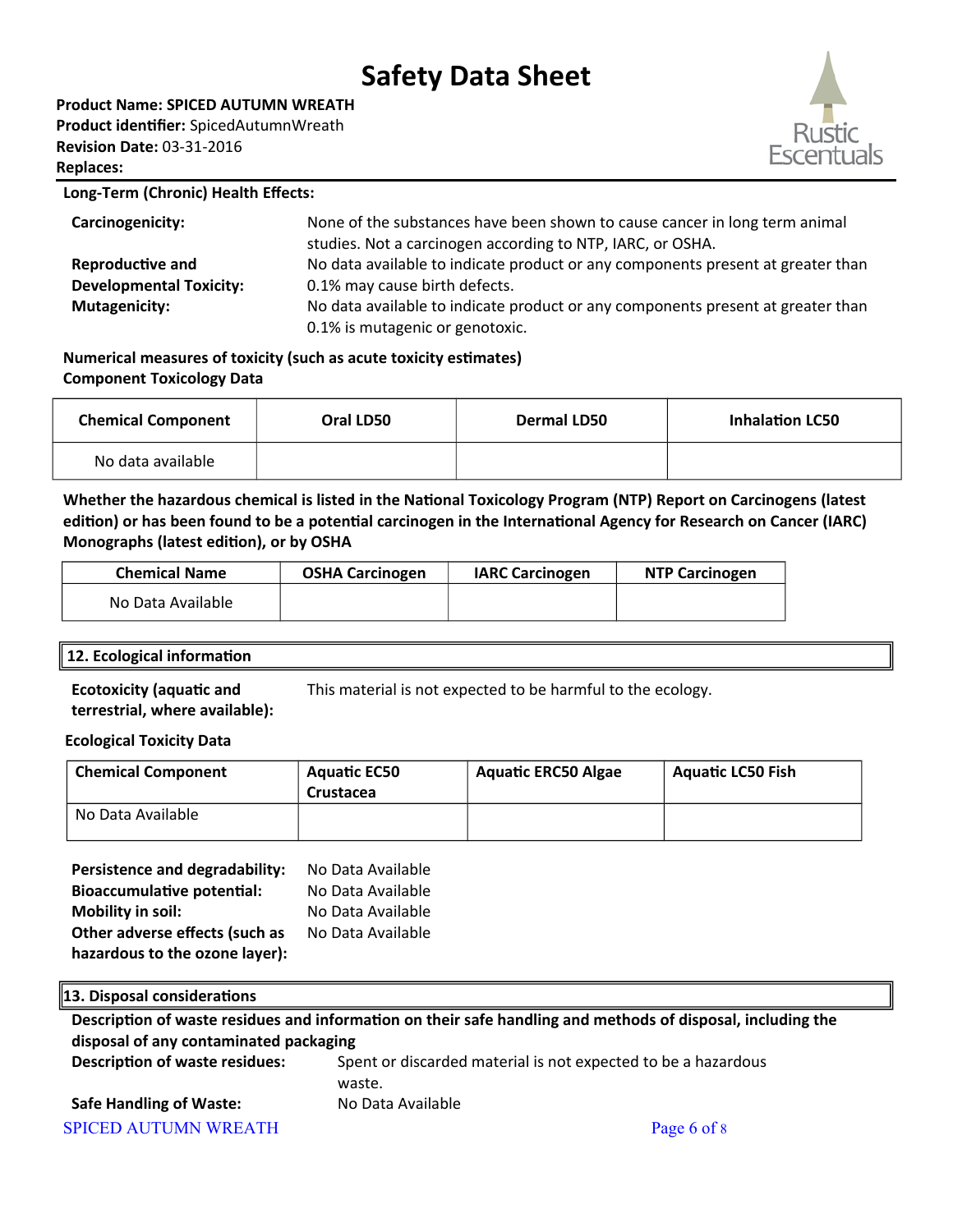**Long-Term (Chronic) Health Effects:**

**Carcinogenicity:** None of the substances have been shown to cause cancer in long term animal studies. Not a carcinogen according to NTP, IARC, or OSHA.

**Reproductive and Developmental Toxicity:** No data available to indicate product or any components present at greater than 0.1% may cause birth defects.

**Mutagenicity:** No data available to indicate product or any components present at greater than 0.1% is mutagenic or genotoxic.

**Numerical measures of toxicity (such as acute toxicity estimates)**
**Component Toxicology Data**

| Chemical Component | Oral LD50 | Dermal LD50 | Inhalation LC50 |
|---|---|---|---|
| No data available | | | |

**Whether the hazardous chemical is listed in the National Toxicology Program (NTP) Report on Carcinogens (latest edition) or has been found to be a potential carcinogen in the International Agency for Research on Cancer (IARC) Monographs (latest edition), or by OSHA**

| Chemical Name | OSHA Carcinogen | IARC Carcinogen | NTP Carcinogen |
|---|---|---|---|
| No Data Available | | | |

## 12. Ecological information

**Ecotoxicity (aquatic and terrestrial, where available):** This material is not expected to be harmful to the ecology.

**Ecological Toxicity Data**

| Chemical Component | Aquatic EC50 Crustacea | Aquatic ERC50 Algae | Aquatic LC50 Fish |
|---|---|---|---|
| No Data Available | | | |

**Persistence and degradability:** No Data Available
**Bioaccumulative potential:** No Data Available
**Mobility in soil:** No Data Available
**Other adverse effects (such as hazardous to the ozone layer):** No Data Available

## 13. Disposal considerations

**Description of waste residues and information on their safe handling and methods of disposal, including the disposal of any contaminated packaging**

**Description of waste residues:** Spent or discarded material is not expected to be a hazardous waste.

**Safe Handling of Waste:** No Data Available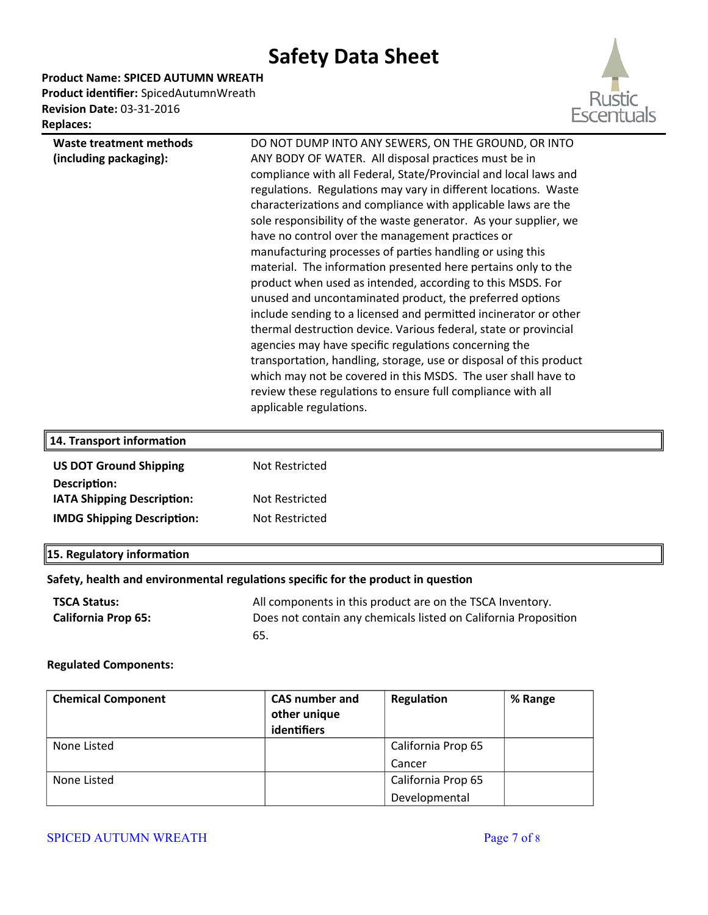**Waste treatment methods (including packaging):** DO NOT DUMP INTO ANY SEWERS, ON THE GROUND, OR INTO ANY BODY OF WATER. All disposal practices must be in compliance with all Federal, State/Provincial and local laws and regulations. Regulations may vary in different locations. Waste characterizations and compliance with applicable laws are the sole responsibility of the waste generator. As your supplier, we have no control over the management practices or manufacturing processes of parties handling or using this material. The information presented here pertains only to the product when used as intended, according to this MSDS. For unused and uncontaminated product, the preferred options include sending to a licensed and permitted incinerator or other thermal destruction device. Various federal, state or provincial agencies may have specific regulations concerning the transportation, handling, storage, use or disposal of this product which may not be covered in this MSDS. The user shall have to review these regulations to ensure full compliance with all applicable regulations.

## 14. Transport information

**US DOT Ground Shipping Description:** Not Restricted

**IATA Shipping Description:** Not Restricted

**IMDG Shipping Description:** Not Restricted

## 15. Regulatory information

**Safety, health and environmental regulations specific for the product in question**

**TSCA Status:** All components in this product are on the TSCA Inventory.

**California Prop 65:** Does not contain any chemicals listed on California Proposition 65.

**Regulated Components:**

| Chemical Component | CAS number and other unique identifiers | Regulation | % Range |
|---|---|---|---|
| None Listed | | California Prop 65 Cancer | |
| None Listed | | California Prop 65 Developmental | |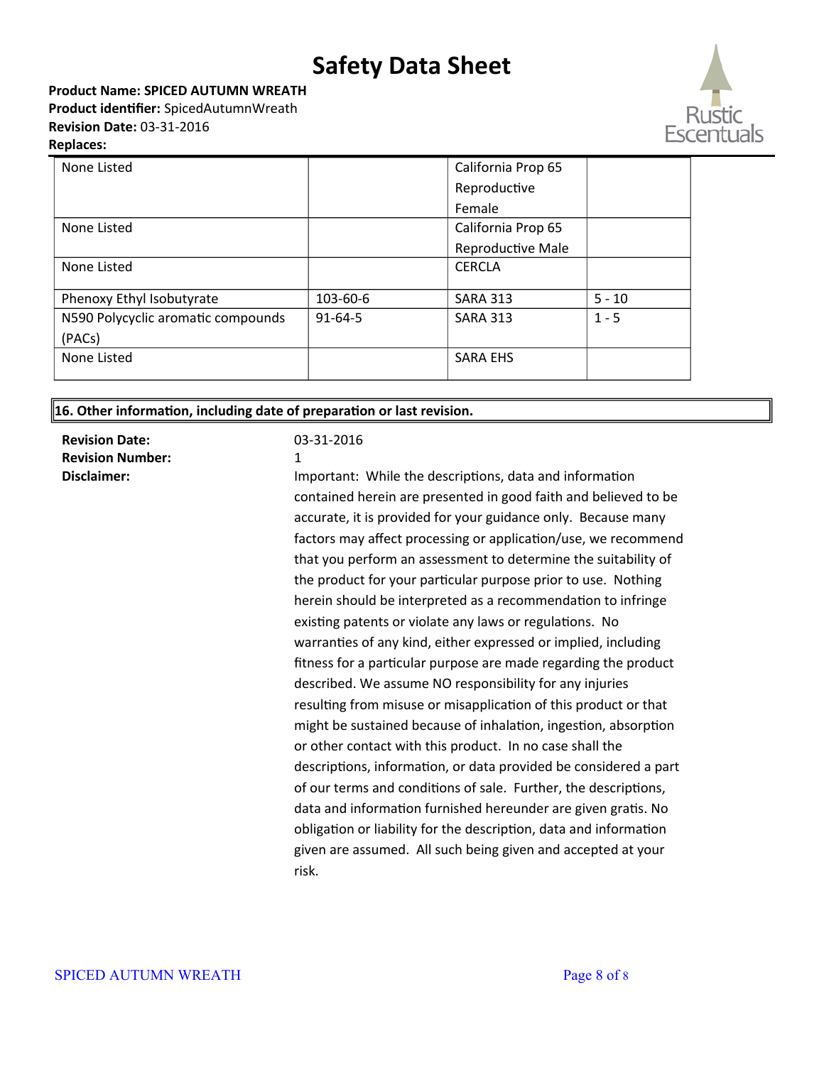| | | | |
|---|---|---|---|
| None Listed | | California Prop 65 Reproductive Female | |
| None Listed | | California Prop 65 Reproductive Male | |
| None Listed | | CERCLA | |
| Phenoxy Ethyl Isobutyrate | 103-60-6 | SARA 313 | 5 - 10 |
| N590 Polycyclic aromatic compounds (PACs) | 91-64-5 | SARA 313 | 1 - 5 |
| None Listed | | SARA EHS | |

## 16. Other information, including date of preparation or last revision.

**Revision Date:** 03-31-2016

**Revision Number:** 1

**Disclaimer:** Important: While the descriptions, data and information contained herein are presented in good faith and believed to be accurate, it is provided for your guidance only. Because many factors may affect processing or application/use, we recommend that you perform an assessment to determine the suitability of the product for your particular purpose prior to use. Nothing herein should be interpreted as a recommendation to infringe existing patents or violate any laws or regulations. No warranties of any kind, either expressed or implied, including fitness for a particular purpose are made regarding the product described. We assume NO responsibility for any injuries resulting from misuse or misapplication of this product or that might be sustained because of inhalation, ingestion, absorption or other contact with this product. In no case shall the descriptions, information, or data provided be considered a part of our terms and conditions of sale. Further, the descriptions, data and information furnished hereunder are given gratis. No obligation or liability for the description, data and information given are assumed. All such being given and accepted at your risk.